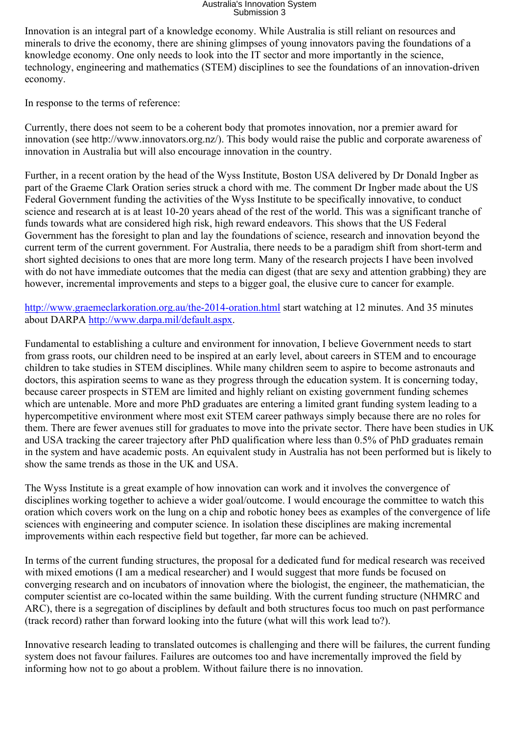Innovation is an integral part of a knowledge economy. While Australia is still reliant on resources and minerals to drive the economy, there are shining glimpses of young innovators paving the foundations of a knowledge economy. One only needs to look into the IT sector and more importantly in the science, technology, engineering and mathematics (STEM) disciplines to see the foundations of an innovation-driven economy.

In response to the terms of reference:

Currently, there does not seem to be a coherent body that promotes innovation, nor a premier award for innovation (see http://www.innovators.org.nz/). This body would raise the public and corporate awareness of innovation in Australia but will also encourage innovation in the country.

Further, in a recent oration by the head of the Wyss Institute, Boston USA delivered by Dr Donald Ingber as part of the Graeme Clark Oration series struck a chord with me. The comment Dr Ingber made about the US Federal Government funding the activities of the Wyss Institute to be specifically innovative, to conduct science and research at is at least 10-20 years ahead of the rest of the world. This was a significant tranche of funds towards what are considered high risk, high reward endeavors. This shows that the US Federal Government has the foresight to plan and lay the foundations of science, research and innovation beyond the current term of the current government. For Australia, there needs to be a paradigm shift from short-term and short sighted decisions to ones that are more long term. Many of the research projects I have been involved with do not have immediate outcomes that the media can digest (that are sexy and attention grabbing) they are however, incremental improvements and steps to a bigger goal, the elusive cure to cancer for example.

http://www.graemeclarkoration.org.au/the-2014-oration.html start watching at 12 minutes. And 35 minutes about DARPA http://www.darpa.mil/default.aspx.

Fundamental to establishing a culture and environment for innovation, I believe Government needs to start from grass roots, our children need to be inspired at an early level, about careers in STEM and to encourage children to take studies in STEM disciplines. While many children seem to aspire to become astronauts and doctors, this aspiration seems to wane as they progress through the education system. It is concerning today, because career prospects in STEM are limited and highly reliant on existing government funding schemes which are untenable. More and more PhD graduates are entering a limited grant funding system leading to a hypercompetitive environment where most exit STEM career pathways simply because there are no roles for them. There are fewer avenues still for graduates to move into the private sector. There have been studies in UK and USA tracking the career trajectory after PhD qualification where less than 0.5% of PhD graduates remain in the system and have academic posts. An equivalent study in Australia has not been performed but is likely to show the same trends as those in the UK and USA.

The Wyss Institute is a great example of how innovation can work and it involves the convergence of disciplines working together to achieve a wider goal/outcome. I would encourage the committee to watch this oration which covers work on the lung on a chip and robotic honey bees as examples of the convergence of life sciences with engineering and computer science. In isolation these disciplines are making incremental improvements within each respective field but together, far more can be achieved.

In terms of the current funding structures, the proposal for a dedicated fund for medical research was received with mixed emotions (I am a medical researcher) and I would suggest that more funds be focused on converging research and on incubators of innovation where the biologist, the engineer, the mathematician, the computer scientist are co-located within the same building. With the current funding structure (NHMRC and ARC), there is a segregation of disciplines by default and both structures focus too much on past performance (track record) rather than forward looking into the future (what will this work lead to?).

Innovative research leading to translated outcomes is challenging and there will be failures, the current funding system does not favour failures. Failures are outcomes too and have incrementally improved the field by informing how not to go about a problem. Without failure there is no innovation.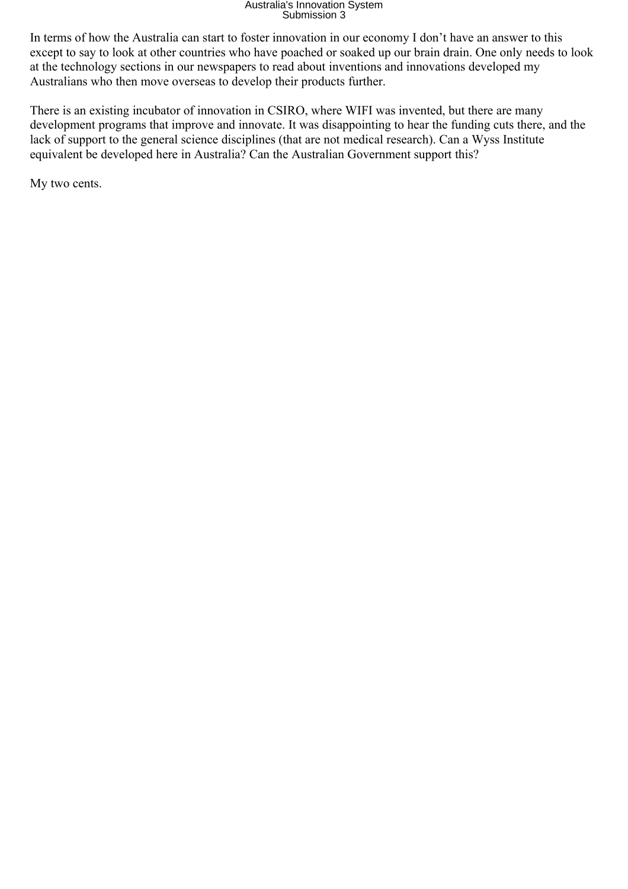In terms of how the Australia can start to foster innovation in our economy I don't have an answer to this except to say to look at other countries who have poached or soaked up our brain drain. One only needs to look at the technology sections in our newspapers to read about inventions and innovations developed my Australians who then move overseas to develop their products further.

There is an existing incubator of innovation in CSIRO, where WIFI was invented, but there are many development programs that improve and innovate. It was disappointing to hear the funding cuts there, and the lack of support to the general science disciplines (that are not medical research). Can a Wyss Institute equivalent be developed here in Australia? Can the Australian Government support this?

My two cents.